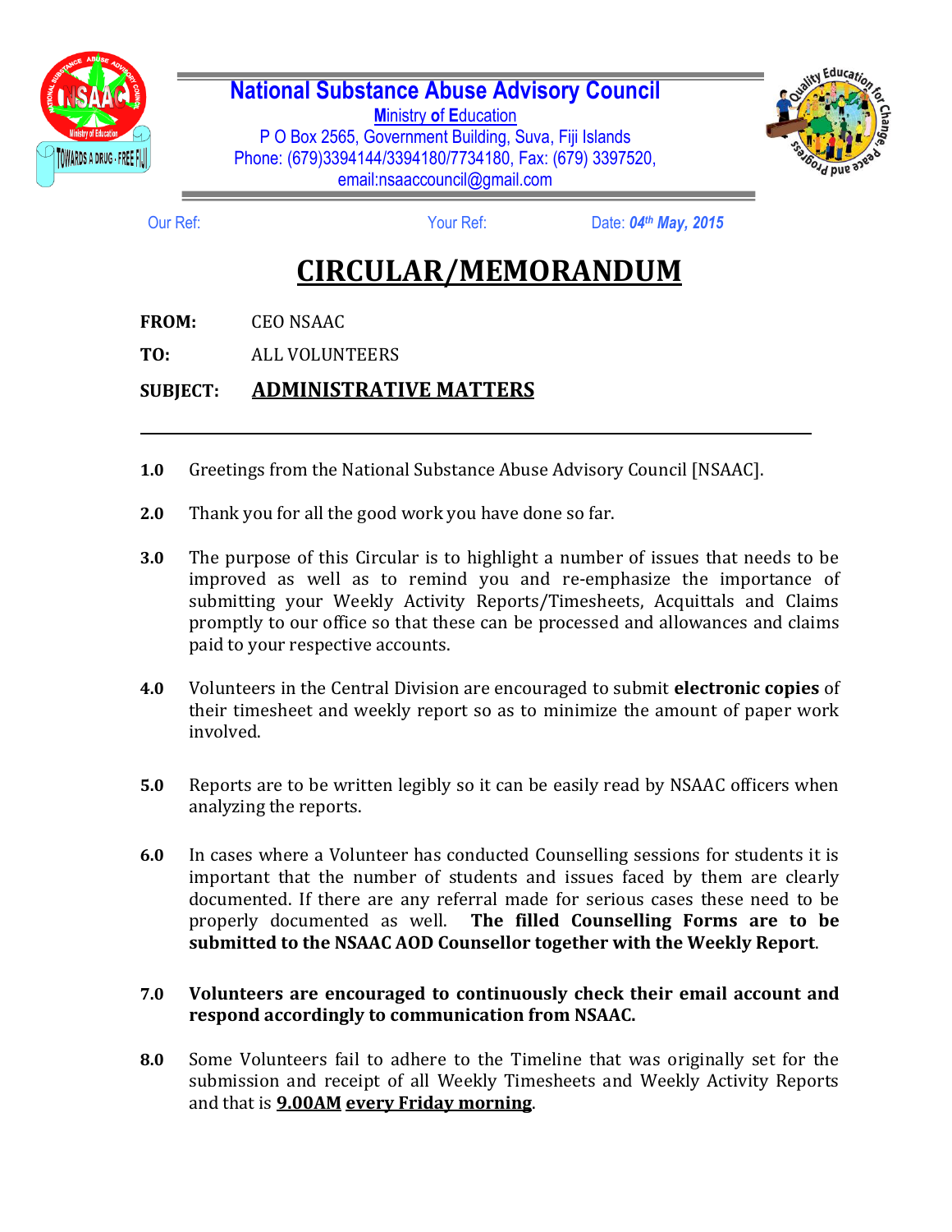**National Substance Abuse Advisory Council**
Ministry of Education
P O Box 2565, Government Building, Suva, Fiji Islands
Phone: (679)3394144/3394180/7734180, Fax: (679) 3397520,
email:nsaaccouncil@gmail.com

Our Ref: Your Ref: Date: ***04th May, 2015***

# CIRCULAR/MEMORANDUM

**FROM:** CEO NSAAC

**TO:** ALL VOLUNTEERS

**SUBJECT:** **ADMINISTRATIVE MATTERS**

---

**1.0** Greetings from the National Substance Abuse Advisory Council [NSAAC].

**2.0** Thank you for all the good work you have done so far.

**3.0** The purpose of this Circular is to highlight a number of issues that needs to be improved as well as to remind you and re-emphasize the importance of submitting your Weekly Activity Reports/Timesheets, Acquittals and Claims promptly to our office so that these can be processed and allowances and claims paid to your respective accounts.

**4.0** Volunteers in the Central Division are encouraged to submit **electronic copies** of their timesheet and weekly report so as to minimize the amount of paper work involved.

**5.0** Reports are to be written legibly so it can be easily read by NSAAC officers when analyzing the reports.

**6.0** In cases where a Volunteer has conducted Counselling sessions for students it is important that the number of students and issues faced by them are clearly documented. If there are any referral made for serious cases these need to be properly documented as well. **The filled Counselling Forms are to be submitted to the NSAAC AOD Counsellor together with the Weekly Report**.

**7.0** **Volunteers are encouraged to continuously check their email account and respond accordingly to communication from NSAAC.**

**8.0** Some Volunteers fail to adhere to the Timeline that was originally set for the submission and receipt of all Weekly Timesheets and Weekly Activity Reports and that is **9.00AM every Friday morning**.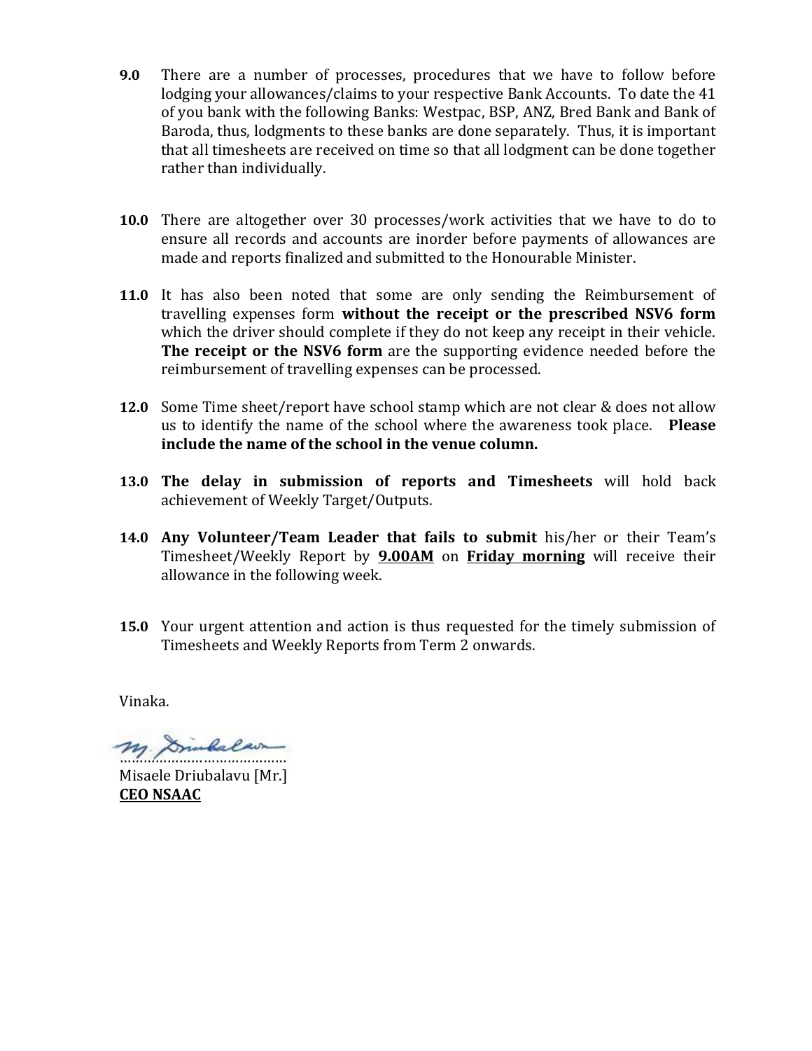**9.0** There are a number of processes, procedures that we have to follow before lodging your allowances/claims to your respective Bank Accounts. To date the 41 of you bank with the following Banks: Westpac, BSP, ANZ, Bred Bank and Bank of Baroda, thus, lodgments to these banks are done separately. Thus, it is important that all timesheets are received on time so that all lodgment can be done together rather than individually.

**10.0** There are altogether over 30 processes/work activities that we have to do to ensure all records and accounts are inorder before payments of allowances are made and reports finalized and submitted to the Honourable Minister.

**11.0** It has also been noted that some are only sending the Reimbursement of travelling expenses form **without the receipt or the prescribed NSV6 form** which the driver should complete if they do not keep any receipt in their vehicle. **The receipt or the NSV6 form** are the supporting evidence needed before the reimbursement of travelling expenses can be processed.

**12.0** Some Time sheet/report have school stamp which are not clear & does not allow us to identify the name of the school where the awareness took place. **Please include the name of the school in the venue column.**

**13.0** **The delay in submission of reports and Timesheets** will hold back achievement of Weekly Target/Outputs.

**14.0** **Any Volunteer/Team Leader that fails to submit** his/her or their Team's Timesheet/Weekly Report by **<u>9.00AM</u>** on **<u>Friday morning</u>** will receive their allowance in the following week.

**15.0** Your urgent attention and action is thus requested for the timely submission of Timesheets and Weekly Reports from Term 2 onwards.

Vinaka.

……………………………………

Misaele Driubalavu [Mr.]

**<u>CEO NSAAC</u>**